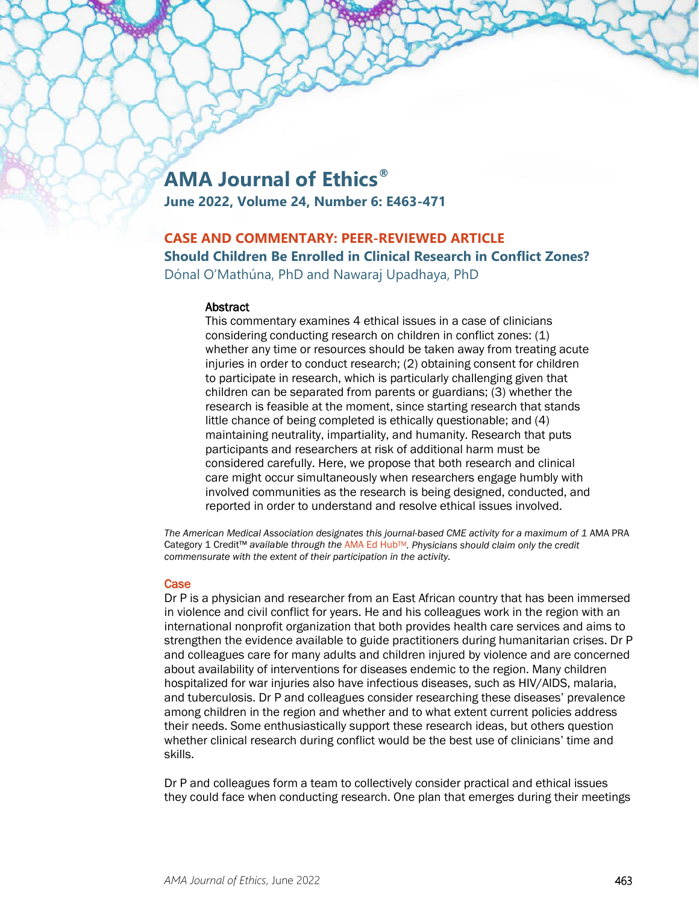# AMA Journal of Ethics®

**June 2022, Volume 24, Number 6: E463-471**

## CASE AND COMMENTARY: PEER-REVIEWED ARTICLE

## Should Children Be Enrolled in Clinical Research in Conflict Zones?

Dónal O'Mathúna, PhD and Nawaraj Upadhaya, PhD

### Abstract

This commentary examines 4 ethical issues in a case of clinicians considering conducting research on children in conflict zones: (1) whether any time or resources should be taken away from treating acute injuries in order to conduct research; (2) obtaining consent for children to participate in research, which is particularly challenging given that children can be separated from parents or guardians; (3) whether the research is feasible at the moment, since starting research that stands little chance of being completed is ethically questionable; and (4) maintaining neutrality, impartiality, and humanity. Research that puts participants and researchers at risk of additional harm must be considered carefully. Here, we propose that both research and clinical care might occur simultaneously when researchers engage humbly with involved communities as the research is being designed, conducted, and reported in order to understand and resolve ethical issues involved.

*The American Medical Association designates this journal-based CME activity for a maximum of 1* AMA PRA Category 1 Credit™ *available through the* AMA Ed Hub™. *Physicians should claim only the credit commensurate with the extent of their participation in the activity.*

## Case

Dr P is a physician and researcher from an East African country that has been immersed in violence and civil conflict for years. He and his colleagues work in the region with an international nonprofit organization that both provides health care services and aims to strengthen the evidence available to guide practitioners during humanitarian crises. Dr P and colleagues care for many adults and children injured by violence and are concerned about availability of interventions for diseases endemic to the region. Many children hospitalized for war injuries also have infectious diseases, such as HIV/AIDS, malaria, and tuberculosis. Dr P and colleagues consider researching these diseases' prevalence among children in the region and whether and to what extent current policies address their needs. Some enthusiastically support these research ideas, but others question whether clinical research during conflict would be the best use of clinicians' time and skills.

Dr P and colleagues form a team to collectively consider practical and ethical issues they could face when conducting research. One plan that emerges during their meetings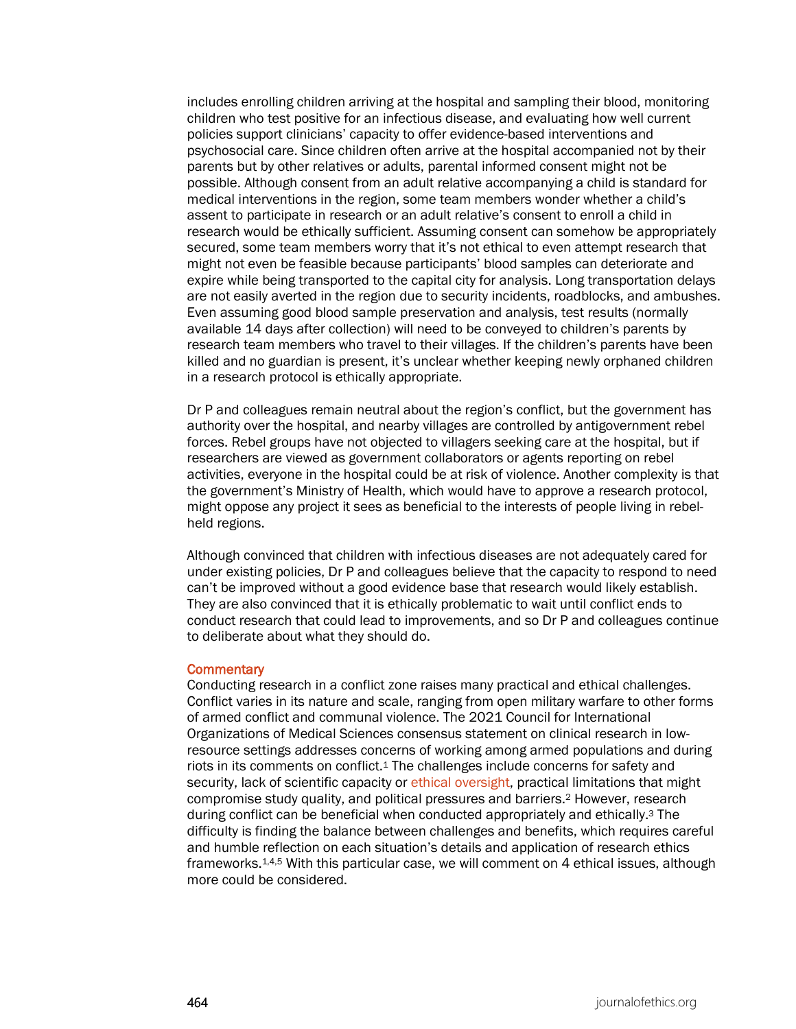includes enrolling children arriving at the hospital and sampling their blood, monitoring children who test positive for an infectious disease, and evaluating how well current policies support clinicians' capacity to offer evidence-based interventions and psychosocial care. Since children often arrive at the hospital accompanied not by their parents but by other relatives or adults, parental informed consent might not be possible. Although consent from an adult relative accompanying a child is standard for medical interventions in the region, some team members wonder whether a child's assent to participate in research or an adult relative's consent to enroll a child in research would be ethically sufficient. Assuming consent can somehow be appropriately secured, some team members worry that it's not ethical to even attempt research that might not even be feasible because participants' blood samples can deteriorate and expire while being transported to the capital city for analysis. Long transportation delays are not easily averted in the region due to security incidents, roadblocks, and ambushes. Even assuming good blood sample preservation and analysis, test results (normally available 14 days after collection) will need to be conveyed to children's parents by research team members who travel to their villages. If the children's parents have been killed and no guardian is present, it's unclear whether keeping newly orphaned children in a research protocol is ethically appropriate.

Dr P and colleagues remain neutral about the region's conflict, but the government has authority over the hospital, and nearby villages are controlled by antigovernment rebel forces. Rebel groups have not objected to villagers seeking care at the hospital, but if researchers are viewed as government collaborators or agents reporting on rebel activities, everyone in the hospital could be at risk of violence. Another complexity is that the government's Ministry of Health, which would have to approve a research protocol, might oppose any project it sees as beneficial to the interests of people living in rebel-held regions.

Although convinced that children with infectious diseases are not adequately cared for under existing policies, Dr P and colleagues believe that the capacity to respond to need can't be improved without a good evidence base that research would likely establish. They are also convinced that it is ethically problematic to wait until conflict ends to conduct research that could lead to improvements, and so Dr P and colleagues continue to deliberate about what they should do.

## Commentary

Conducting research in a conflict zone raises many practical and ethical challenges. Conflict varies in its nature and scale, ranging from open military warfare to other forms of armed conflict and communal violence. The 2021 Council for International Organizations of Medical Sciences consensus statement on clinical research in low-resource settings addresses concerns of working among armed populations and during riots in its comments on conflict.[1] The challenges include concerns for safety and security, lack of scientific capacity or ethical oversight, practical limitations that might compromise study quality, and political pressures and barriers.[2] However, research during conflict can be beneficial when conducted appropriately and ethically.[3] The difficulty is finding the balance between challenges and benefits, which requires careful and humble reflection on each situation's details and application of research ethics frameworks.[1,4,5] With this particular case, we will comment on 4 ethical issues, although more could be considered.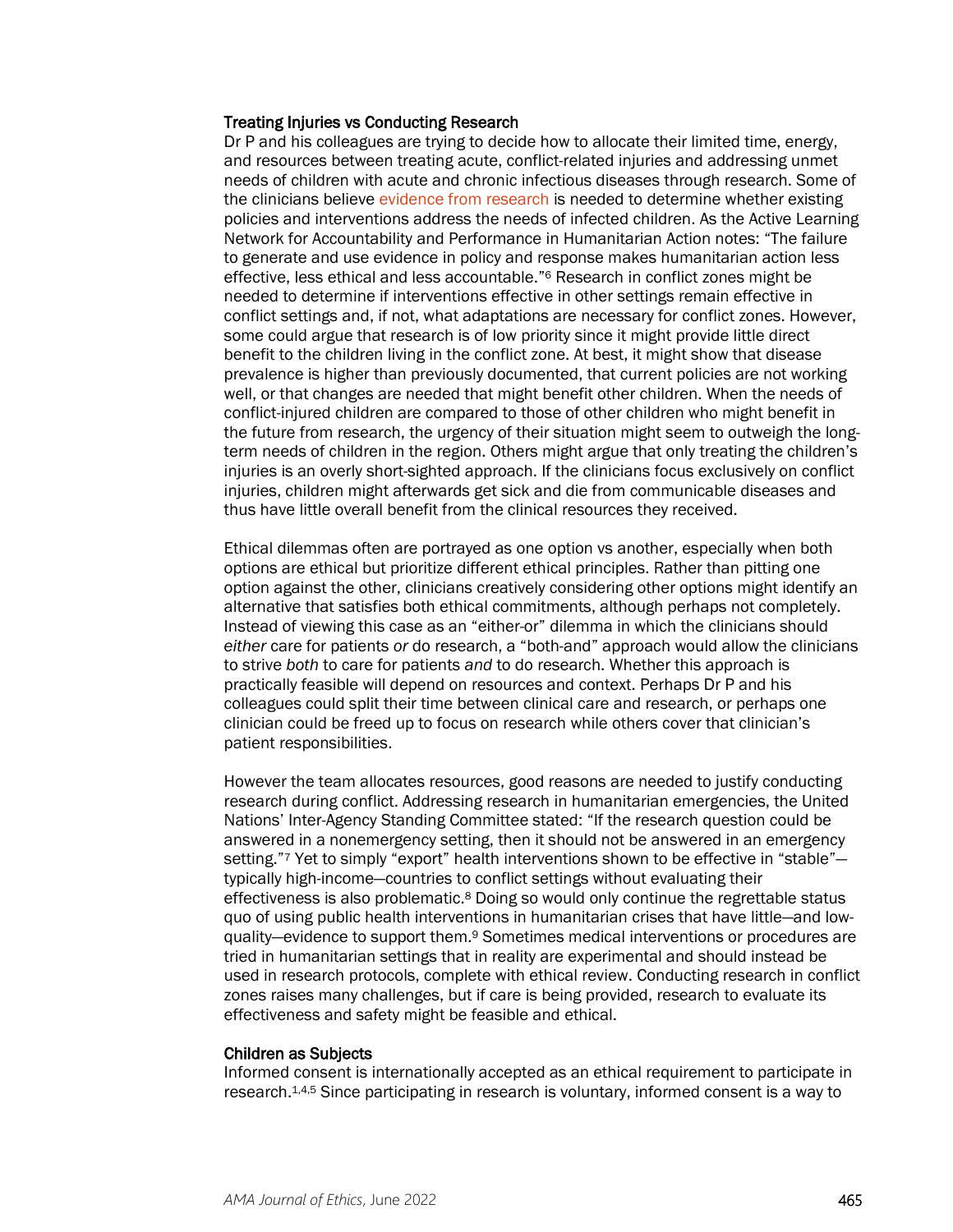### Treating Injuries vs Conducting Research

Dr P and his colleagues are trying to decide how to allocate their limited time, energy, and resources between treating acute, conflict-related injuries and addressing unmet needs of children with acute and chronic infectious diseases through research. Some of the clinicians believe evidence from research is needed to determine whether existing policies and interventions address the needs of infected children. As the Active Learning Network for Accountability and Performance in Humanitarian Action notes: "The failure to generate and use evidence in policy and response makes humanitarian action less effective, less ethical and less accountable."[6] Research in conflict zones might be needed to determine if interventions effective in other settings remain effective in conflict settings and, if not, what adaptations are necessary for conflict zones. However, some could argue that research is of low priority since it might provide little direct benefit to the children living in the conflict zone. At best, it might show that disease prevalence is higher than previously documented, that current policies are not working well, or that changes are needed that might benefit other children. When the needs of conflict-injured children are compared to those of other children who might benefit in the future from research, the urgency of their situation might seem to outweigh the long-term needs of children in the region. Others might argue that only treating the children's injuries is an overly short-sighted approach. If the clinicians focus exclusively on conflict injuries, children might afterwards get sick and die from communicable diseases and thus have little overall benefit from the clinical resources they received.

Ethical dilemmas often are portrayed as one option vs another, especially when both options are ethical but prioritize different ethical principles. Rather than pitting one option against the other, clinicians creatively considering other options might identify an alternative that satisfies both ethical commitments, although perhaps not completely. Instead of viewing this case as an "either-or" dilemma in which the clinicians should *either* care for patients *or* do research, a "both-and" approach would allow the clinicians to strive *both* to care for patients *and* to do research. Whether this approach is practically feasible will depend on resources and context. Perhaps Dr P and his colleagues could split their time between clinical care and research, or perhaps one clinician could be freed up to focus on research while others cover that clinician's patient responsibilities.

However the team allocates resources, good reasons are needed to justify conducting research during conflict. Addressing research in humanitarian emergencies, the United Nations' Inter-Agency Standing Committee stated: "If the research question could be answered in a nonemergency setting, then it should not be answered in an emergency setting."[7] Yet to simply "export" health interventions shown to be effective in "stable"—typically high-income—countries to conflict settings without evaluating their effectiveness is also problematic.[8] Doing so would only continue the regrettable status quo of using public health interventions in humanitarian crises that have little—and low-quality—evidence to support them.[9] Sometimes medical interventions or procedures are tried in humanitarian settings that in reality are experimental and should instead be used in research protocols, complete with ethical review. Conducting research in conflict zones raises many challenges, but if care is being provided, research to evaluate its effectiveness and safety might be feasible and ethical.

### Children as Subjects

Informed consent is internationally accepted as an ethical requirement to participate in research.[1,4,5] Since participating in research is voluntary, informed consent is a way to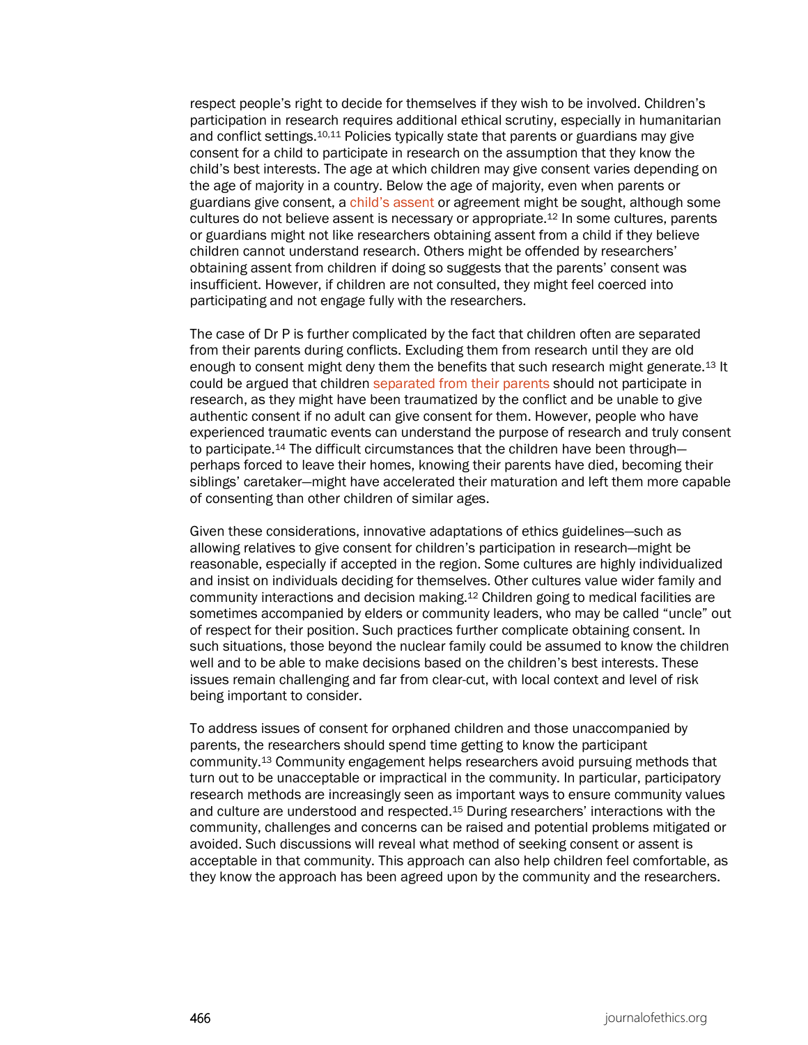respect people's right to decide for themselves if they wish to be involved. Children's participation in research requires additional ethical scrutiny, especially in humanitarian and conflict settings.[10,11] Policies typically state that parents or guardians may give consent for a child to participate in research on the assumption that they know the child's best interests. The age at which children may give consent varies depending on the age of majority in a country. Below the age of majority, even when parents or guardians give consent, a child's assent or agreement might be sought, although some cultures do not believe assent is necessary or appropriate.[12] In some cultures, parents or guardians might not like researchers obtaining assent from a child if they believe children cannot understand research. Others might be offended by researchers' obtaining assent from children if doing so suggests that the parents' consent was insufficient. However, if children are not consulted, they might feel coerced into participating and not engage fully with the researchers.

The case of Dr P is further complicated by the fact that children often are separated from their parents during conflicts. Excluding them from research until they are old enough to consent might deny them the benefits that such research might generate.[13] It could be argued that children separated from their parents should not participate in research, as they might have been traumatized by the conflict and be unable to give authentic consent if no adult can give consent for them. However, people who have experienced traumatic events can understand the purpose of research and truly consent to participate.[14] The difficult circumstances that the children have been through—perhaps forced to leave their homes, knowing their parents have died, becoming their siblings' caretaker—might have accelerated their maturation and left them more capable of consenting than other children of similar ages.

Given these considerations, innovative adaptations of ethics guidelines—such as allowing relatives to give consent for children's participation in research—might be reasonable, especially if accepted in the region. Some cultures are highly individualized and insist on individuals deciding for themselves. Other cultures value wider family and community interactions and decision making.[12] Children going to medical facilities are sometimes accompanied by elders or community leaders, who may be called "uncle" out of respect for their position. Such practices further complicate obtaining consent. In such situations, those beyond the nuclear family could be assumed to know the children well and to be able to make decisions based on the children's best interests. These issues remain challenging and far from clear-cut, with local context and level of risk being important to consider.

To address issues of consent for orphaned children and those unaccompanied by parents, the researchers should spend time getting to know the participant community.[13] Community engagement helps researchers avoid pursuing methods that turn out to be unacceptable or impractical in the community. In particular, participatory research methods are increasingly seen as important ways to ensure community values and culture are understood and respected.[15] During researchers' interactions with the community, challenges and concerns can be raised and potential problems mitigated or avoided. Such discussions will reveal what method of seeking consent or assent is acceptable in that community. This approach can also help children feel comfortable, as they know the approach has been agreed upon by the community and the researchers.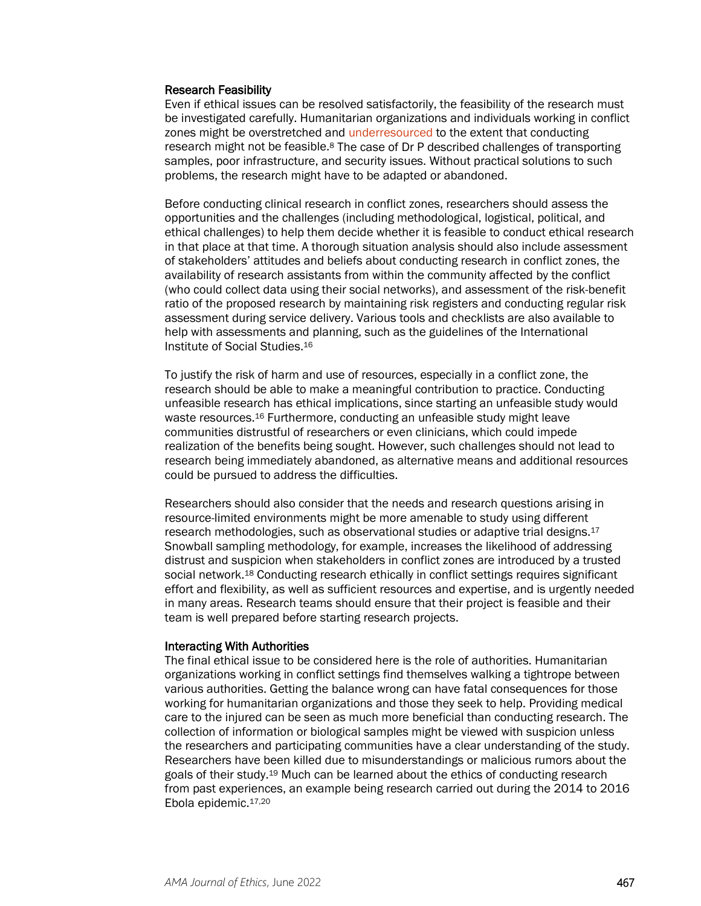### Research Feasibility

Even if ethical issues can be resolved satisfactorily, the feasibility of the research must be investigated carefully. Humanitarian organizations and individuals working in conflict zones might be overstretched and underresourced to the extent that conducting research might not be feasible.[8] The case of Dr P described challenges of transporting samples, poor infrastructure, and security issues. Without practical solutions to such problems, the research might have to be adapted or abandoned.

Before conducting clinical research in conflict zones, researchers should assess the opportunities and the challenges (including methodological, logistical, political, and ethical challenges) to help them decide whether it is feasible to conduct ethical research in that place at that time. A thorough situation analysis should also include assessment of stakeholders' attitudes and beliefs about conducting research in conflict zones, the availability of research assistants from within the community affected by the conflict (who could collect data using their social networks), and assessment of the risk-benefit ratio of the proposed research by maintaining risk registers and conducting regular risk assessment during service delivery. Various tools and checklists are also available to help with assessments and planning, such as the guidelines of the International Institute of Social Studies.[16]

To justify the risk of harm and use of resources, especially in a conflict zone, the research should be able to make a meaningful contribution to practice. Conducting unfeasible research has ethical implications, since starting an unfeasible study would waste resources.[16] Furthermore, conducting an unfeasible study might leave communities distrustful of researchers or even clinicians, which could impede realization of the benefits being sought. However, such challenges should not lead to research being immediately abandoned, as alternative means and additional resources could be pursued to address the difficulties.

Researchers should also consider that the needs and research questions arising in resource-limited environments might be more amenable to study using different research methodologies, such as observational studies or adaptive trial designs.[17] Snowball sampling methodology, for example, increases the likelihood of addressing distrust and suspicion when stakeholders in conflict zones are introduced by a trusted social network.[18] Conducting research ethically in conflict settings requires significant effort and flexibility, as well as sufficient resources and expertise, and is urgently needed in many areas. Research teams should ensure that their project is feasible and their team is well prepared before starting research projects.

### Interacting With Authorities

The final ethical issue to be considered here is the role of authorities. Humanitarian organizations working in conflict settings find themselves walking a tightrope between various authorities. Getting the balance wrong can have fatal consequences for those working for humanitarian organizations and those they seek to help. Providing medical care to the injured can be seen as much more beneficial than conducting research. The collection of information or biological samples might be viewed with suspicion unless the researchers and participating communities have a clear understanding of the study. Researchers have been killed due to misunderstandings or malicious rumors about the goals of their study.[19] Much can be learned about the ethics of conducting research from past experiences, an example being research carried out during the 2014 to 2016 Ebola epidemic.[17,20]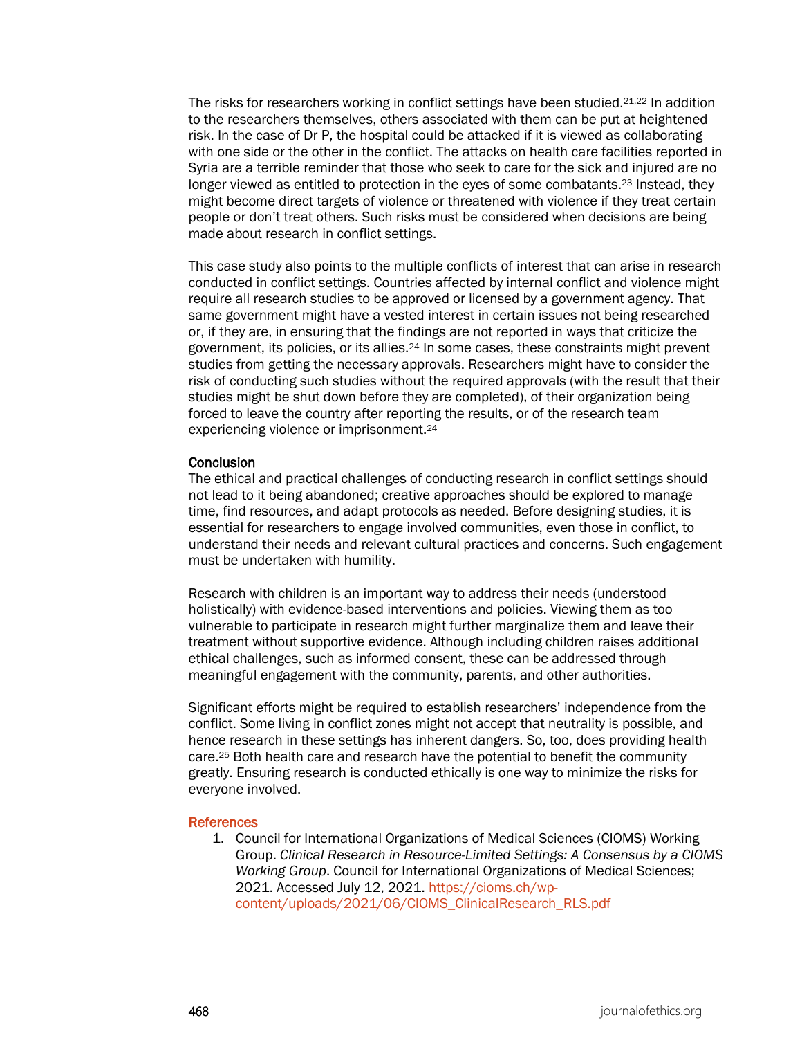The risks for researchers working in conflict settings have been studied.[21,22] In addition to the researchers themselves, others associated with them can be put at heightened risk. In the case of Dr P, the hospital could be attacked if it is viewed as collaborating with one side or the other in the conflict. The attacks on health care facilities reported in Syria are a terrible reminder that those who seek to care for the sick and injured are no longer viewed as entitled to protection in the eyes of some combatants.[23] Instead, they might become direct targets of violence or threatened with violence if they treat certain people or don't treat others. Such risks must be considered when decisions are being made about research in conflict settings.

This case study also points to the multiple conflicts of interest that can arise in research conducted in conflict settings. Countries affected by internal conflict and violence might require all research studies to be approved or licensed by a government agency. That same government might have a vested interest in certain issues not being researched or, if they are, in ensuring that the findings are not reported in ways that criticize the government, its policies, or its allies.[24] In some cases, these constraints might prevent studies from getting the necessary approvals. Researchers might have to consider the risk of conducting such studies without the required approvals (with the result that their studies might be shut down before they are completed), of their organization being forced to leave the country after reporting the results, or of the research team experiencing violence or imprisonment.[24]

## Conclusion

The ethical and practical challenges of conducting research in conflict settings should not lead to it being abandoned; creative approaches should be explored to manage time, find resources, and adapt protocols as needed. Before designing studies, it is essential for researchers to engage involved communities, even those in conflict, to understand their needs and relevant cultural practices and concerns. Such engagement must be undertaken with humility.

Research with children is an important way to address their needs (understood holistically) with evidence-based interventions and policies. Viewing them as too vulnerable to participate in research might further marginalize them and leave their treatment without supportive evidence. Although including children raises additional ethical challenges, such as informed consent, these can be addressed through meaningful engagement with the community, parents, and other authorities.

Significant efforts might be required to establish researchers' independence from the conflict. Some living in conflict zones might not accept that neutrality is possible, and hence research in these settings has inherent dangers. So, too, does providing health care.[25] Both health care and research have the potential to benefit the community greatly. Ensuring research is conducted ethically is one way to minimize the risks for everyone involved.

## References

1. Council for International Organizations of Medical Sciences (CIOMS) Working Group. *Clinical Research in Resource-Limited Settings: A Consensus by a CIOMS Working Group*. Council for International Organizations of Medical Sciences; 2021. Accessed July 12, 2021. https://cioms.ch/wp-content/uploads/2021/06/CIOMS_ClinicalResearch_RLS.pdf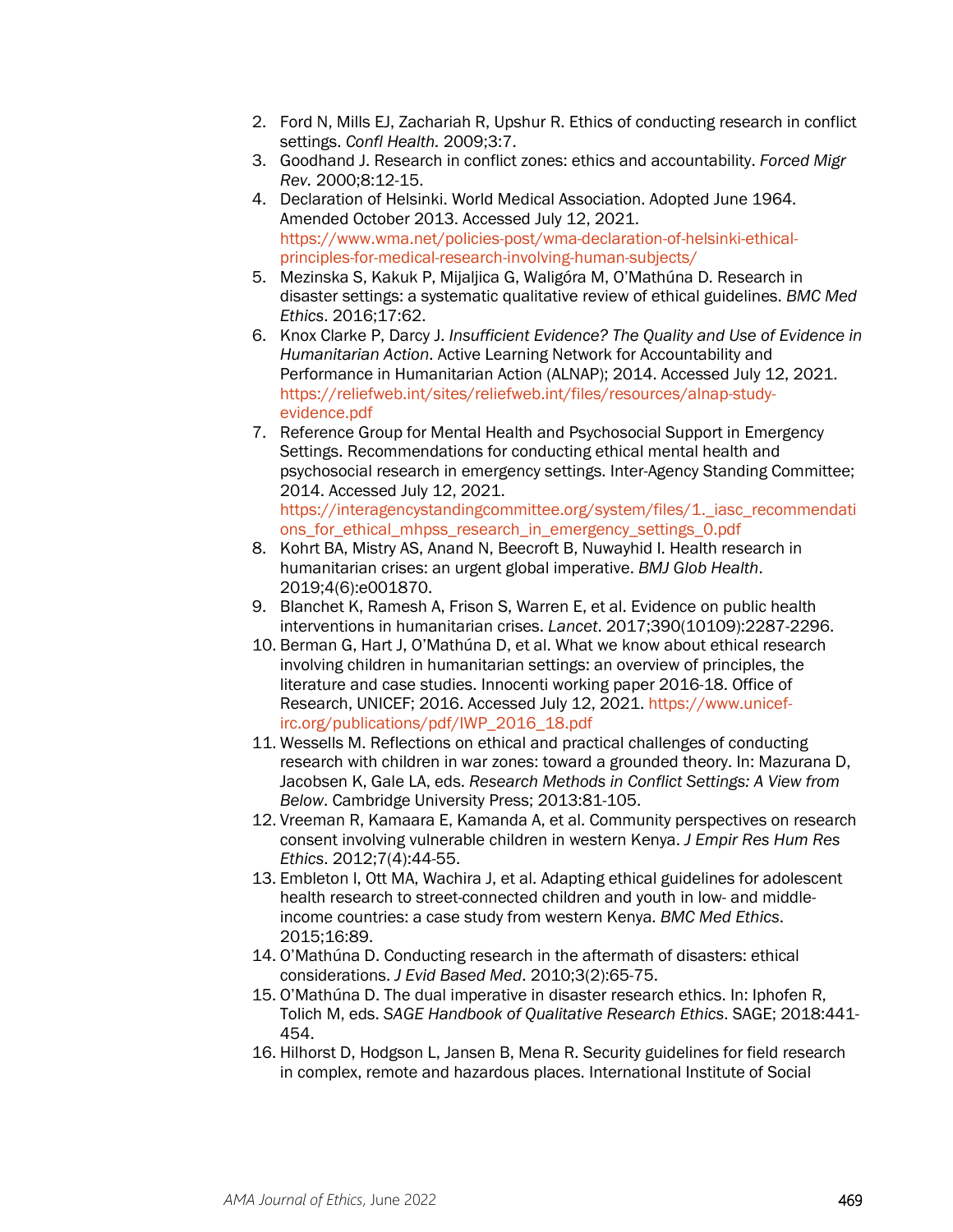2. Ford N, Mills EJ, Zachariah R, Upshur R. Ethics of conducting research in conflict settings. *Confl Health.* 2009;3:7.
3. Goodhand J. Research in conflict zones: ethics and accountability. *Forced Migr Rev.* 2000;8:12-15.
4. Declaration of Helsinki. World Medical Association. Adopted June 1964. Amended October 2013. Accessed July 12, 2021. https://www.wma.net/policies-post/wma-declaration-of-helsinki-ethical-principles-for-medical-research-involving-human-subjects/
5. Mezinska S, Kakuk P, Mijaljica G, Waligóra M, O'Mathúna D. Research in disaster settings: a systematic qualitative review of ethical guidelines. *BMC Med Ethics*. 2016;17:62.
6. Knox Clarke P, Darcy J. *Insufficient Evidence? The Quality and Use of Evidence in Humanitarian Action*. Active Learning Network for Accountability and Performance in Humanitarian Action (ALNAP); 2014. Accessed July 12, 2021. https://reliefweb.int/sites/reliefweb.int/files/resources/alnap-study-evidence.pdf
7. Reference Group for Mental Health and Psychosocial Support in Emergency Settings. Recommendations for conducting ethical mental health and psychosocial research in emergency settings. Inter-Agency Standing Committee; 2014. Accessed July 12, 2021. https://interagencystandingcommittee.org/system/files/1._iasc_recommendations_for_ethical_mhpss_research_in_emergency_settings_0.pdf
8. Kohrt BA, Mistry AS, Anand N, Beecroft B, Nuwayhid I. Health research in humanitarian crises: an urgent global imperative. *BMJ Glob Health*. 2019;4(6):e001870.
9. Blanchet K, Ramesh A, Frison S, Warren E, et al. Evidence on public health interventions in humanitarian crises. *Lancet*. 2017;390(10109):2287-2296.
10. Berman G, Hart J, O'Mathúna D, et al. What we know about ethical research involving children in humanitarian settings: an overview of principles, the literature and case studies. Innocenti working paper 2016-18. Office of Research, UNICEF; 2016. Accessed July 12, 2021. https://www.unicef-irc.org/publications/pdf/IWP_2016_18.pdf
11. Wessells M. Reflections on ethical and practical challenges of conducting research with children in war zones: toward a grounded theory. In: Mazurana D, Jacobsen K, Gale LA, eds. *Research Methods in Conflict Settings: A View from Below*. Cambridge University Press; 2013:81-105.
12. Vreeman R, Kamaara E, Kamanda A, et al. Community perspectives on research consent involving vulnerable children in western Kenya. *J Empir Res Hum Res Ethics*. 2012;7(4):44-55.
13. Embleton I, Ott MA, Wachira J, et al. Adapting ethical guidelines for adolescent health research to street-connected children and youth in low- and middle-income countries: a case study from western Kenya. *BMC Med Ethics*. 2015;16:89.
14. O'Mathúna D. Conducting research in the aftermath of disasters: ethical considerations. *J Evid Based Med*. 2010;3(2):65-75.
15. O'Mathúna D. The dual imperative in disaster research ethics. In: Iphofen R, Tolich M, eds. *SAGE Handbook of Qualitative Research Ethics*. SAGE; 2018:441-454.
16. Hilhorst D, Hodgson L, Jansen B, Mena R. Security guidelines for field research in complex, remote and hazardous places. International Institute of Social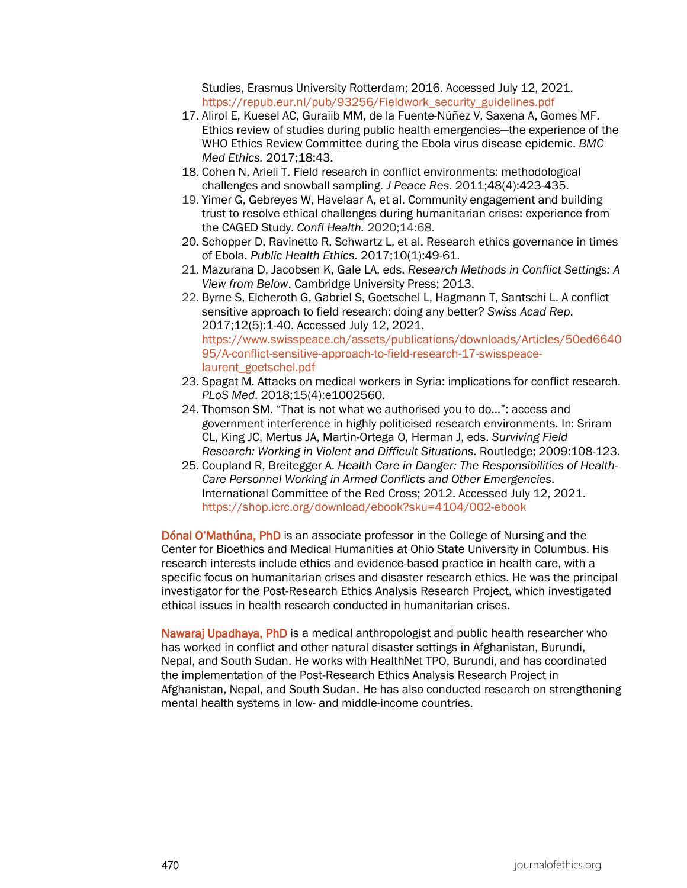Studies, Erasmus University Rotterdam; 2016. Accessed July 12, 2021. https://repub.eur.nl/pub/93256/Fieldwork_security_guidelines.pdf

17. Alirol E, Kuesel AC, Guraiib MM, de la Fuente-Núñez V, Saxena A, Gomes MF. Ethics review of studies during public health emergencies—the experience of the WHO Ethics Review Committee during the Ebola virus disease epidemic. *BMC Med Ethics.* 2017;18:43.
18. Cohen N, Arieli T. Field research in conflict environments: methodological challenges and snowball sampling. *J Peace Res*. 2011;48(4):423-435.
19. Yimer G, Gebreyes W, Havelaar A, et al. Community engagement and building trust to resolve ethical challenges during humanitarian crises: experience from the CAGED Study. *Confl Health.* 2020;14:68.
20. Schopper D, Ravinetto R, Schwartz L, et al. Research ethics governance in times of Ebola. *Public Health Ethics*. 2017;10(1):49-61.
21. Mazurana D, Jacobsen K, Gale LA, eds. *Research Methods in Conflict Settings: A View from Below*. Cambridge University Press; 2013.
22. Byrne S, Elcheroth G, Gabriel S, Goetschel L, Hagmann T, Santschi L. A conflict sensitive approach to field research: doing any better? *Swiss Acad Rep*. 2017;12(5):1-40. Accessed July 12, 2021. https://www.swisspeace.ch/assets/publications/downloads/Articles/50ed664095/A-conflict-sensitive-approach-to-field-research-17-swisspeace-laurent_goetschel.pdf
23. Spagat M. Attacks on medical workers in Syria: implications for conflict research. *PLoS Med*. 2018;15(4):e1002560.
24. Thomson SM. "That is not what we authorised you to do…": access and government interference in highly politicised research environments. In: Sriram CL, King JC, Mertus JA, Martin-Ortega O, Herman J, eds. *Surviving Field Research: Working in Violent and Difficult Situations*. Routledge; 2009:108-123.
25. Coupland R, Breitegger A. *Health Care in Danger: The Responsibilities of Health-Care Personnel Working in Armed Conflicts and Other Emergencies*. International Committee of the Red Cross; 2012. Accessed July 12, 2021. https://shop.icrc.org/download/ebook?sku=4104/002-ebook

**Dónal O'Mathúna, PhD** is an associate professor in the College of Nursing and the Center for Bioethics and Medical Humanities at Ohio State University in Columbus. His research interests include ethics and evidence-based practice in health care, with a specific focus on humanitarian crises and disaster research ethics. He was the principal investigator for the Post-Research Ethics Analysis Research Project, which investigated ethical issues in health research conducted in humanitarian crises.

**Nawaraj Upadhaya, PhD** is a medical anthropologist and public health researcher who has worked in conflict and other natural disaster settings in Afghanistan, Burundi, Nepal, and South Sudan. He works with HealthNet TPO, Burundi, and has coordinated the implementation of the Post-Research Ethics Analysis Research Project in Afghanistan, Nepal, and South Sudan. He has also conducted research on strengthening mental health systems in low- and middle-income countries.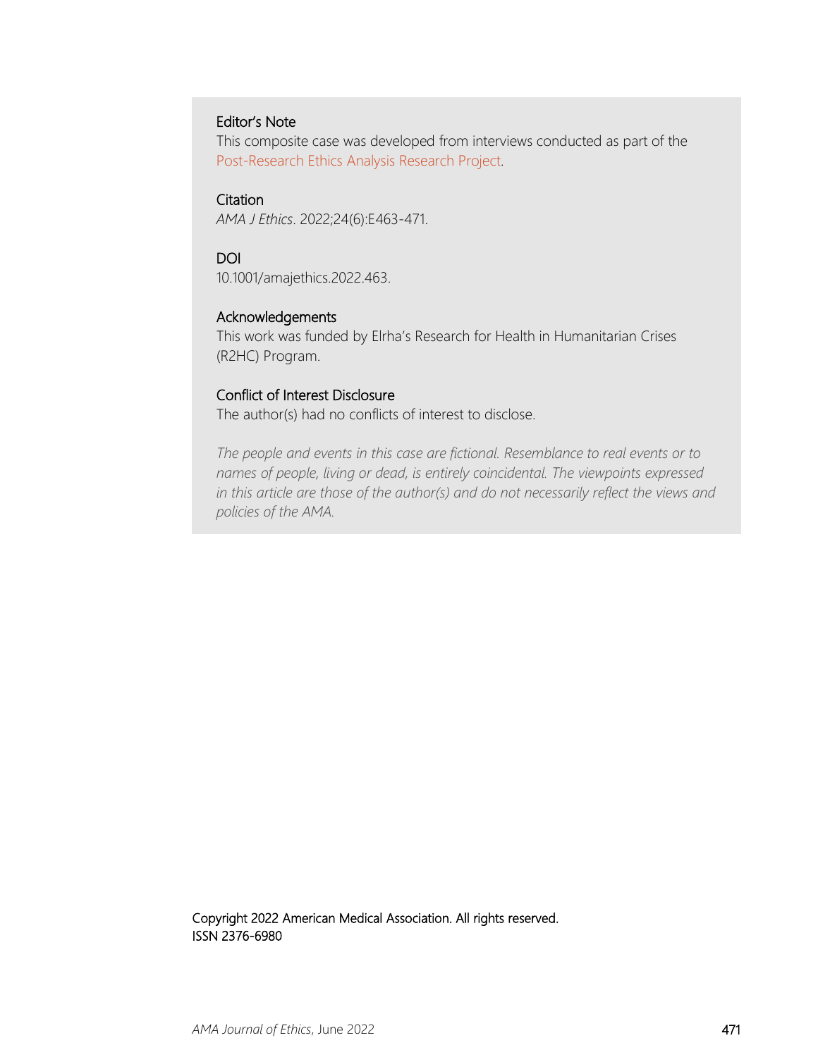### Editor's Note

This composite case was developed from interviews conducted as part of the Post-Research Ethics Analysis Research Project.

### Citation

*AMA J Ethics*. 2022;24(6):E463-471.

### DOI

10.1001/amajethics.2022.463.

### Acknowledgements

This work was funded by Elrha's Research for Health in Humanitarian Crises (R2HC) Program.

### Conflict of Interest Disclosure

The author(s) had no conflicts of interest to disclose.

*The people and events in this case are fictional. Resemblance to real events or to names of people, living or dead, is entirely coincidental. The viewpoints expressed in this article are those of the author(s) and do not necessarily reflect the views and policies of the AMA.*

Copyright 2022 American Medical Association. All rights reserved.
ISSN 2376-6980